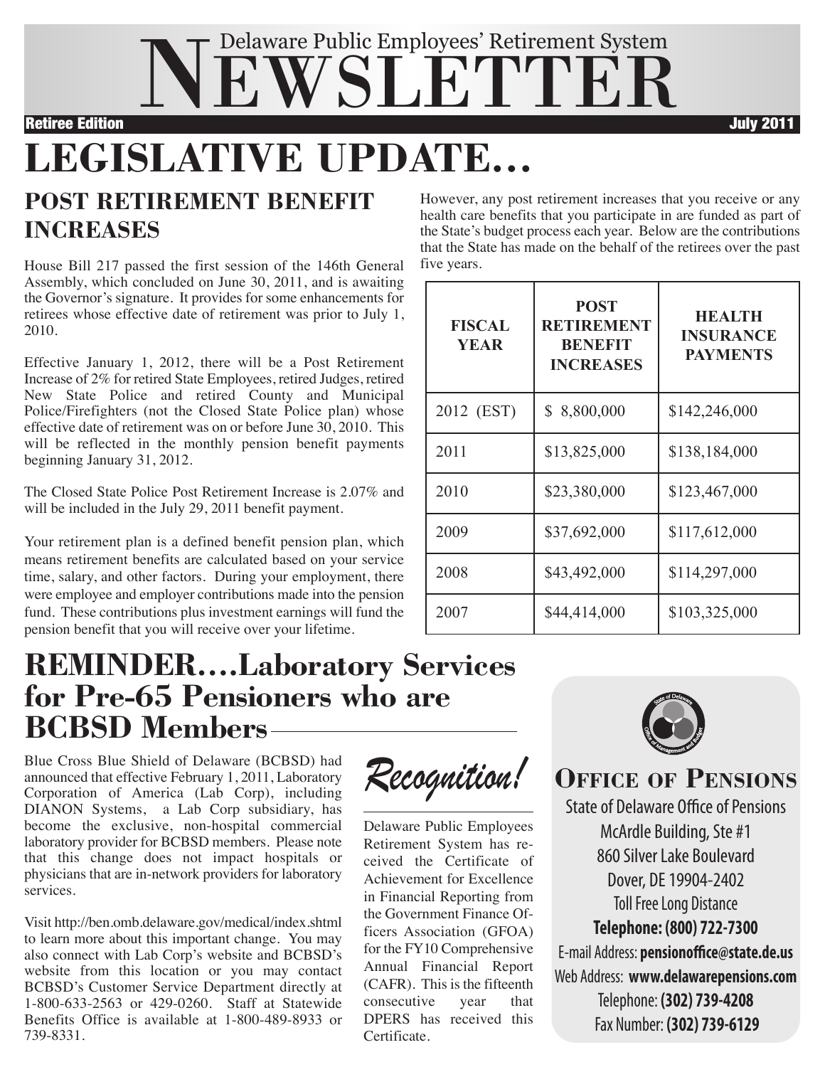# Delaware Public Employees' Retirement System NEWSLETTER

**Retiree Edition** **July 2011**

# LEGISLATIVE UPDATE…

## POST RETIREMENT BENEFIT INCREASES

House Bill 217 passed the first session of the 146th General Assembly, which concluded on June 30, 2011, and is awaiting the Governor's signature. It provides for some enhancements for retirees whose effective date of retirement was prior to July 1, 2010.

Effective January 1, 2012, there will be a Post Retirement Increase of 2% for retired State Employees, retired Judges, retired New State Police and retired County and Municipal Police/Firefighters (not the Closed State Police plan) whose effective date of retirement was on or before June 30, 2010. This will be reflected in the monthly pension benefit payments beginning January 31, 2012.

The Closed State Police Post Retirement Increase is 2.07% and will be included in the July 29, 2011 benefit payment.

Your retirement plan is a defined benefit pension plan, which means retirement benefits are calculated based on your service time, salary, and other factors. During your employment, there were employee and employer contributions made into the pension fund. These contributions plus investment earnings will fund the pension benefit that you will receive over your lifetime.

However, any post retirement increases that you receive or any health care benefits that you participate in are funded as part of the State's budget process each year. Below are the contributions that the State has made on the behalf of the retirees over the past five years.

| FISCAL YEAR | POST RETIREMENT BENEFIT INCREASES | HEALTH INSURANCE PAYMENTS |
|---|---|---|
| 2012 (EST) | $ 8,800,000 | $142,246,000 |
| 2011 | $13,825,000 | $138,184,000 |
| 2010 | $23,380,000 | $123,467,000 |
| 2009 | $37,692,000 | $117,612,000 |
| 2008 | $43,492,000 | $114,297,000 |
| 2007 | $44,414,000 | $103,325,000 |

# REMINDER….Laboratory Services for Pre-65 Pensioners who are BCBSD Members

Blue Cross Blue Shield of Delaware (BCBSD) had announced that effective February 1, 2011, Laboratory Corporation of America (Lab Corp), including DIANON Systems, a Lab Corp subsidiary, has become the exclusive, non-hospital commercial laboratory provider for BCBSD members. Please note that this change does not impact hospitals or physicians that are in-network providers for laboratory services.

Visit http://ben.omb.delaware.gov/medical/index.shtml to learn more about this important change. You may also connect with Lab Corp's website and BCBSD's website from this location or you may contact BCBSD's Customer Service Department directly at 1-800-633-2563 or 429-0260. Staff at Statewide Benefits Office is available at 1-800-489-8933 or 739-8331.

## *Recognition!*

Delaware Public Employees Retirement System has received the Certificate of Achievement for Excellence in Financial Reporting from the Government Finance Officers Association (GFOA) for the FY10 Comprehensive Annual Financial Report (CAFR). This is the fifteenth consecutive year that DPERS has received this Certificate.

## Office of Pensions

State of Delaware Office of Pensions
McArdle Building, Ste #1
860 Silver Lake Boulevard
Dover, DE 19904-2402
Toll Free Long Distance
**Telephone: (800) 722-7300**
E-mail Address: **pensionoffice@state.de.us**
Web Address: **www.delawarepensions.com**
Telephone: **(302) 739-4208**
Fax Number: **(302) 739-6129**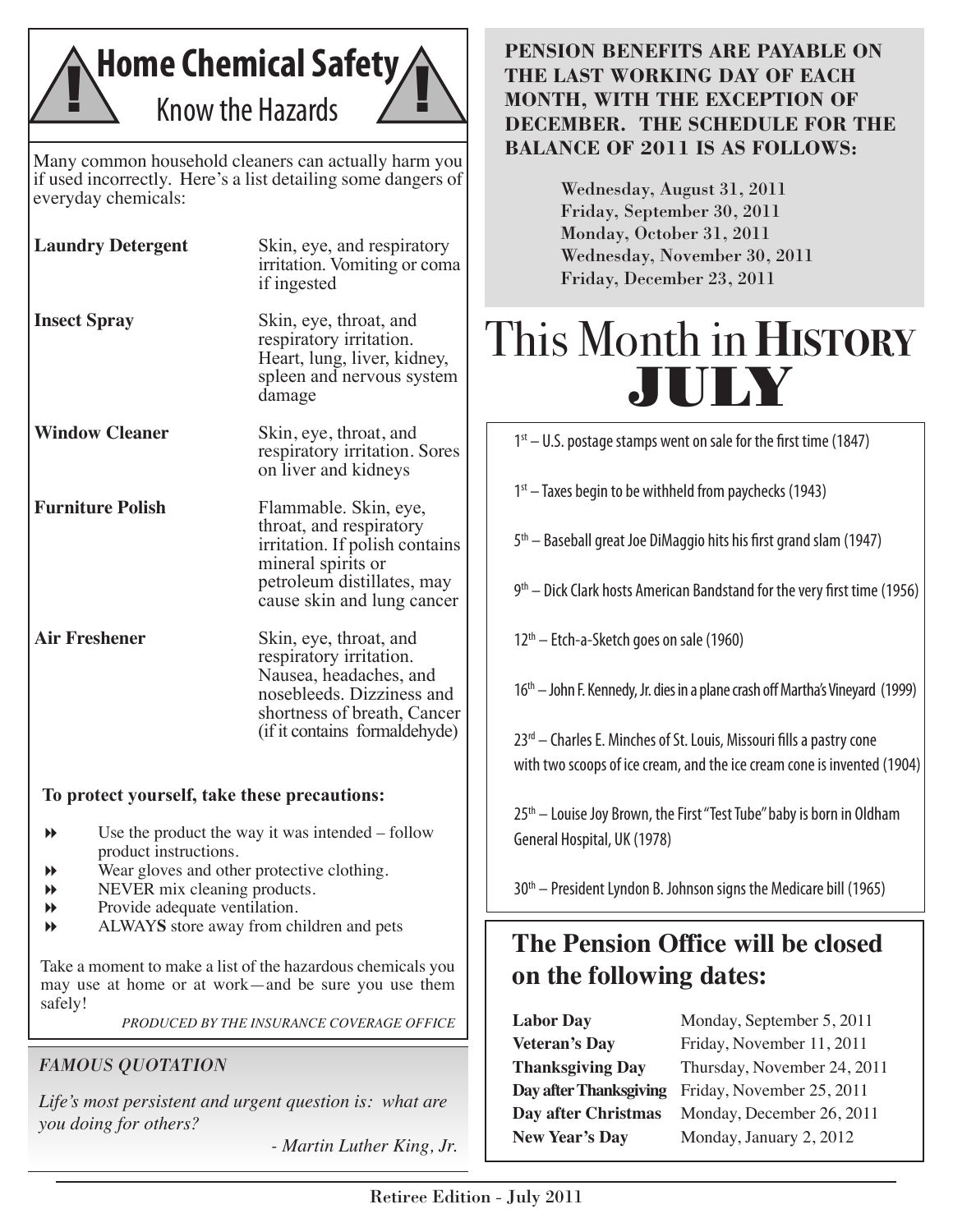# Home Chemical Safety

## Know the Hazards

Many common household cleaners can actually harm you if used incorrectly. Here's a list detailing some dangers of everyday chemicals:

| | |
|---|---|
| **Laundry Detergent** | Skin, eye, and respiratory irritation. Vomiting or coma if ingested |
| **Insect Spray** | Skin, eye, throat, and respiratory irritation. Heart, lung, liver, kidney, spleen and nervous system damage |
| **Window Cleaner** | Skin, eye, throat, and respiratory irritation. Sores on liver and kidneys |
| **Furniture Polish** | Flammable. Skin, eye, throat, and respiratory irritation. If polish contains mineral spirits or petroleum distillates, may cause skin and lung cancer |
| **Air Freshener** | Skin, eye, throat, and respiratory irritation. Nausea, headaches, and nosebleeds. Dizziness and shortness of breath, Cancer (if it contains formaldehyde) |

**To protect yourself, take these precautions:**

- Use the product the way it was intended – follow product instructions.
- Wear gloves and other protective clothing.
- NEVER mix cleaning products.
- Provide adequate ventilation.
- ALWAYS store away from children and pets

Take a moment to make a list of the hazardous chemicals you may use at home or at work—and be sure you use them safely!

*PRODUCED BY THE INSURANCE COVERAGE OFFICE*

*FAMOUS QUOTATION*

*Life's most persistent and urgent question is: what are you doing for others?*

*- Martin Luther King, Jr.*

**PENSION BENEFITS ARE PAYABLE ON THE LAST WORKING DAY OF EACH MONTH, WITH THE EXCEPTION OF DECEMBER. THE SCHEDULE FOR THE BALANCE OF 2011 IS AS FOLLOWS:**

Wednesday, August 31, 2011
Friday, September 30, 2011
Monday, October 31, 2011
Wednesday, November 30, 2011
Friday, December 23, 2011

# This Month in HISTORY JULY

1st – U.S. postage stamps went on sale for the first time (1847)

1st – Taxes begin to be withheld from paychecks (1943)

5th – Baseball great Joe DiMaggio hits his first grand slam (1947)

9th – Dick Clark hosts American Bandstand for the very first time (1956)

12th – Etch-a-Sketch goes on sale (1960)

16th – John F. Kennedy, Jr. dies in a plane crash off Martha's Vineyard (1999)

23rd – Charles E. Minches of St. Louis, Missouri fills a pastry cone with two scoops of ice cream, and the ice cream cone is invented (1904)

25th – Louise Joy Brown, the First "Test Tube" baby is born in Oldham General Hospital, UK (1978)

30th – President Lyndon B. Johnson signs the Medicare bill (1965)

## The Pension Office will be closed on the following dates:

| | |
|---|---|
| **Labor Day** | Monday, September 5, 2011 |
| **Veteran's Day** | Friday, November 11, 2011 |
| **Thanksgiving Day** | Thursday, November 24, 2011 |
| **Day after Thanksgiving** | Friday, November 25, 2011 |
| **Day after Christmas** | Monday, December 26, 2011 |
| **New Year's Day** | Monday, January 2, 2012 |